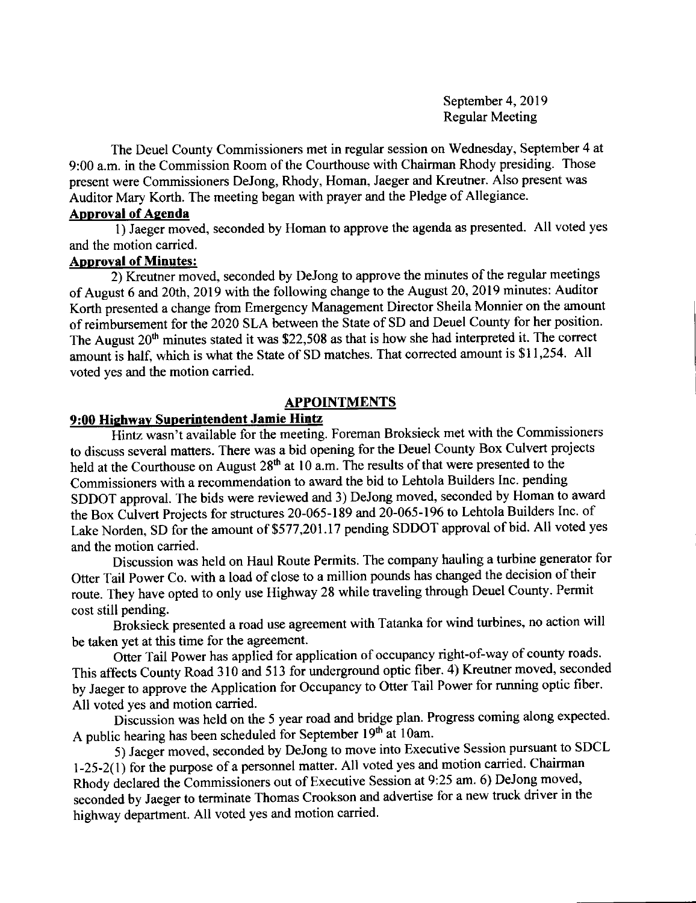September 4, 2019
Regular Meeting

The Deuel County Commissioners met in regular session on Wednesday, September 4 at 9:00 a.m. in the Commission Room of the Courthouse with Chairman Rhody presiding. Those present were Commissioners DeJong, Rhody, Homan, Jaeger and Kreutner. Also present was Auditor Mary Korth. The meeting began with prayer and the Pledge of Allegiance.

**Approval of Agenda**

1) Jaeger moved, seconded by Homan to approve the agenda as presented. All voted yes and the motion carried.

**Approval of Minutes:**

2) Kreutner moved, seconded by DeJong to approve the minutes of the regular meetings of August 6 and 20th, 2019 with the following change to the August 20, 2019 minutes: Auditor Korth presented a change from Emergency Management Director Sheila Monnier on the amount of reimbursement for the 2020 SLA between the State of SD and Deuel County for her position. The August 20th minutes stated it was $22,508 as that is how she had interpreted it. The correct amount is half, which is what the State of SD matches. That corrected amount is $11,254. All voted yes and the motion carried.

## APPOINTMENTS

**9:00 Highway Superintendent Jamie Hintz**

Hintz wasn't available for the meeting. Foreman Broksieck met with the Commissioners to discuss several matters. There was a bid opening for the Deuel County Box Culvert projects held at the Courthouse on August 28th at 10 a.m. The results of that were presented to the Commissioners with a recommendation to award the bid to Lehtola Builders Inc. pending SDDOT approval. The bids were reviewed and 3) DeJong moved, seconded by Homan to award the Box Culvert Projects for structures 20-065-189 and 20-065-196 to Lehtola Builders Inc. of Lake Norden, SD for the amount of $577,201.17 pending SDDOT approval of bid. All voted yes and the motion carried.

Discussion was held on Haul Route Permits. The company hauling a turbine generator for Otter Tail Power Co. with a load of close to a million pounds has changed the decision of their route. They have opted to only use Highway 28 while traveling through Deuel County. Permit cost still pending.

Broksieck presented a road use agreement with Tatanka for wind turbines, no action will be taken yet at this time for the agreement.

Otter Tail Power has applied for application of occupancy right-of-way of county roads. This affects County Road 310 and 513 for underground optic fiber. 4) Kreutner moved, seconded by Jaeger to approve the Application for Occupancy to Otter Tail Power for running optic fiber. All voted yes and motion carried.

Discussion was held on the 5 year road and bridge plan. Progress coming along expected. A public hearing has been scheduled for September 19th at 10am.

5) Jaeger moved, seconded by DeJong to move into Executive Session pursuant to SDCL 1-25-2(1) for the purpose of a personnel matter. All voted yes and motion carried. Chairman Rhody declared the Commissioners out of Executive Session at 9:25 am. 6) DeJong moved, seconded by Jaeger to terminate Thomas Crookson and advertise for a new truck driver in the highway department. All voted yes and motion carried.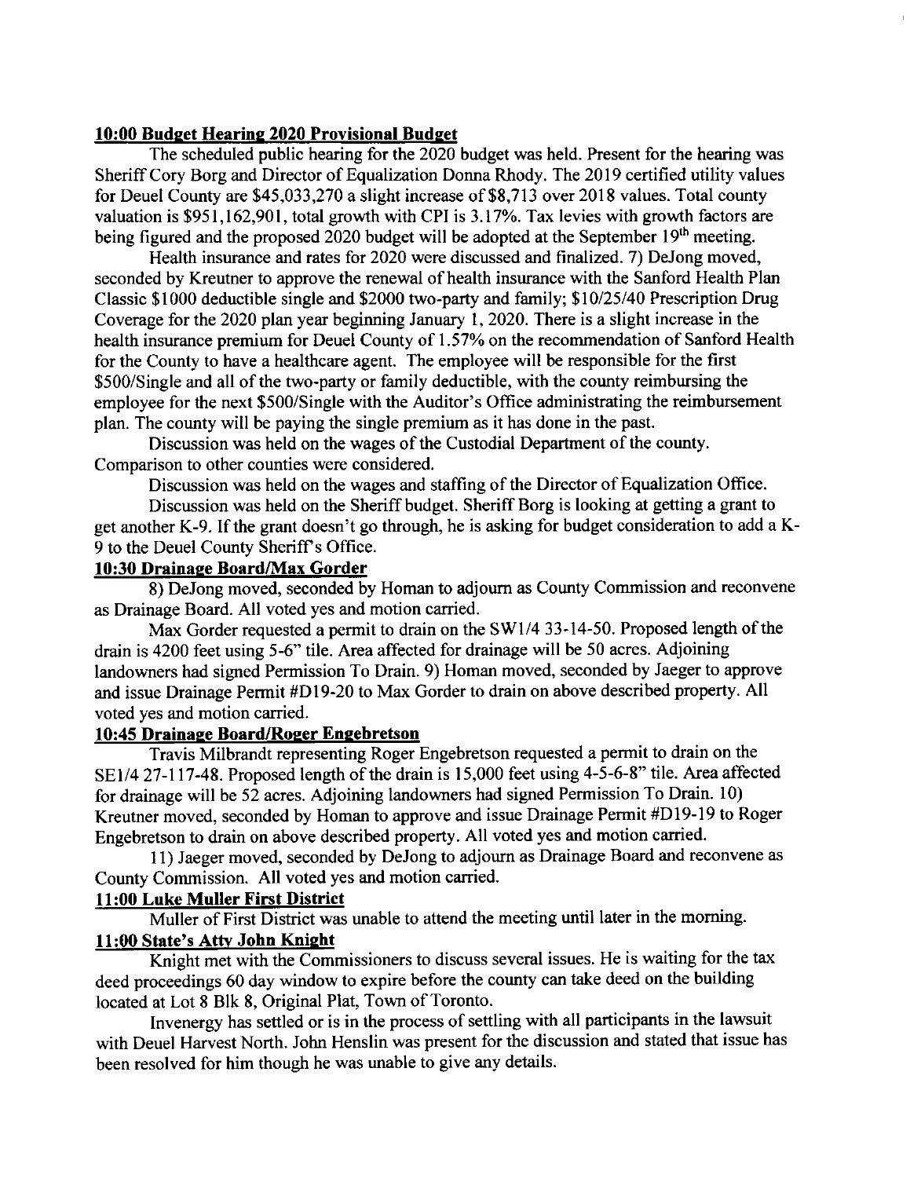**10:00 Budget Hearing 2020 Provisional Budget**

The scheduled public hearing for the 2020 budget was held. Present for the hearing was Sheriff Cory Borg and Director of Equalization Donna Rhody. The 2019 certified utility values for Deuel County are $45,033,270 a slight increase of $8,713 over 2018 values. Total county valuation is $951,162,901, total growth with CPI is 3.17%. Tax levies with growth factors are being figured and the proposed 2020 budget will be adopted at the September 19th meeting.

Health insurance and rates for 2020 were discussed and finalized. 7) DeJong moved, seconded by Kreutner to approve the renewal of health insurance with the Sanford Health Plan Classic $1000 deductible single and $2000 two-party and family; $10/25/40 Prescription Drug Coverage for the 2020 plan year beginning January 1, 2020. There is a slight increase in the health insurance premium for Deuel County of 1.57% on the recommendation of Sanford Health for the County to have a healthcare agent. The employee will be responsible for the first $500/Single and all of the two-party or family deductible, with the county reimbursing the employee for the next $500/Single with the Auditor's Office administrating the reimbursement plan. The county will be paying the single premium as it has done in the past.

Discussion was held on the wages of the Custodial Department of the county. Comparison to other counties were considered.

Discussion was held on the wages and staffing of the Director of Equalization Office.

Discussion was held on the Sheriff budget. Sheriff Borg is looking at getting a grant to get another K-9. If the grant doesn't go through, he is asking for budget consideration to add a K-9 to the Deuel County Sheriff's Office.

**10:30 Drainage Board/Max Gorder**

8) DeJong moved, seconded by Homan to adjourn as County Commission and reconvene as Drainage Board. All voted yes and motion carried.

Max Gorder requested a permit to drain on the SW1/4 33-14-50. Proposed length of the drain is 4200 feet using 5-6" tile. Area affected for drainage will be 50 acres. Adjoining landowners had signed Permission To Drain. 9) Homan moved, seconded by Jaeger to approve and issue Drainage Permit #D19-20 to Max Gorder to drain on above described property. All voted yes and motion carried.

**10:45 Drainage Board/Roger Engebretson**

Travis Milbrandt representing Roger Engebretson requested a permit to drain on the SE1/4 27-117-48. Proposed length of the drain is 15,000 feet using 4-5-6-8" tile. Area affected for drainage will be 52 acres. Adjoining landowners had signed Permission To Drain. 10) Kreutner moved, seconded by Homan to approve and issue Drainage Permit #D19-19 to Roger Engebretson to drain on above described property. All voted yes and motion carried.

11) Jaeger moved, seconded by DeJong to adjourn as Drainage Board and reconvene as County Commission. All voted yes and motion carried.

**11:00 Luke Muller First District**

Muller of First District was unable to attend the meeting until later in the morning.

**11:00 State's Atty John Knight**

Knight met with the Commissioners to discuss several issues. He is waiting for the tax deed proceedings 60 day window to expire before the county can take deed on the building located at Lot 8 Blk 8, Original Plat, Town of Toronto.

Invenergy has settled or is in the process of settling with all participants in the lawsuit with Deuel Harvest North. John Henslin was present for the discussion and stated that issue has been resolved for him though he was unable to give any details.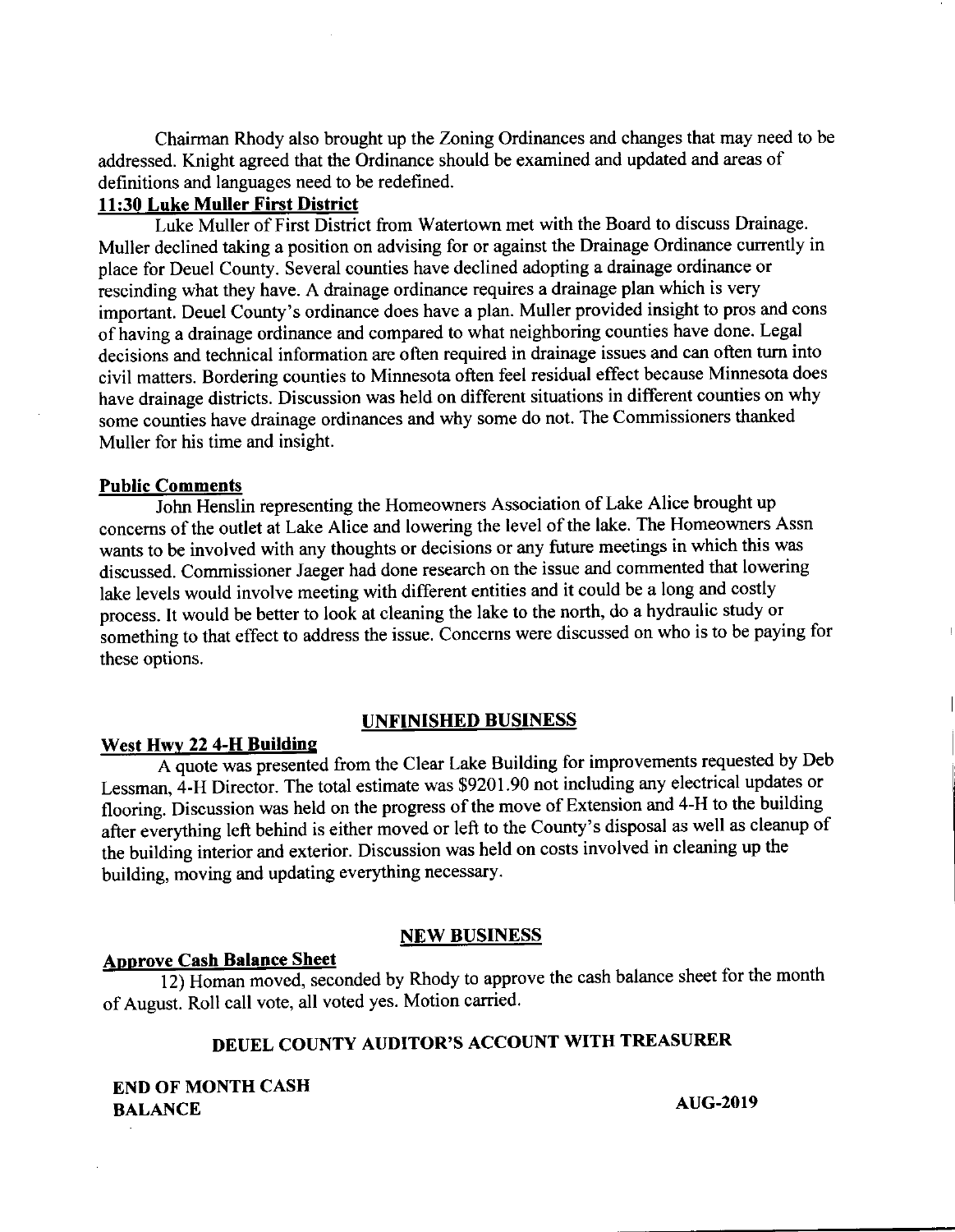Chairman Rhody also brought up the Zoning Ordinances and changes that may need to be addressed. Knight agreed that the Ordinance should be examined and updated and areas of definitions and languages need to be redefined.

**11:30 Luke Muller First District**

Luke Muller of First District from Watertown met with the Board to discuss Drainage. Muller declined taking a position on advising for or against the Drainage Ordinance currently in place for Deuel County. Several counties have declined adopting a drainage ordinance or rescinding what they have. A drainage ordinance requires a drainage plan which is very important. Deuel County's ordinance does have a plan. Muller provided insight to pros and cons of having a drainage ordinance and compared to what neighboring counties have done. Legal decisions and technical information are often required in drainage issues and can often turn into civil matters. Bordering counties to Minnesota often feel residual effect because Minnesota does have drainage districts. Discussion was held on different situations in different counties on why some counties have drainage ordinances and why some do not. The Commissioners thanked Muller for his time and insight.

**Public Comments**

John Henslin representing the Homeowners Association of Lake Alice brought up concerns of the outlet at Lake Alice and lowering the level of the lake. The Homeowners Assn wants to be involved with any thoughts or decisions or any future meetings in which this was discussed. Commissioner Jaeger had done research on the issue and commented that lowering lake levels would involve meeting with different entities and it could be a long and costly process. It would be better to look at cleaning the lake to the north, do a hydraulic study or something to that effect to address the issue. Concerns were discussed on who is to be paying for these options.

## UNFINISHED BUSINESS

**West Hwy 22 4-H Building**

A quote was presented from the Clear Lake Building for improvements requested by Deb Lessman, 4-H Director. The total estimate was $9201.90 not including any electrical updates or flooring. Discussion was held on the progress of the move of Extension and 4-H to the building after everything left behind is either moved or left to the County's disposal as well as cleanup of the building interior and exterior. Discussion was held on costs involved in cleaning up the building, moving and updating everything necessary.

## NEW BUSINESS

**Approve Cash Balance Sheet**

12) Homan moved, seconded by Rhody to approve the cash balance sheet for the month of August. Roll call vote, all voted yes. Motion carried.

## DEUEL COUNTY AUDITOR'S ACCOUNT WITH TREASURER

**END OF MONTH CASH BALANCE** **AUG-2019**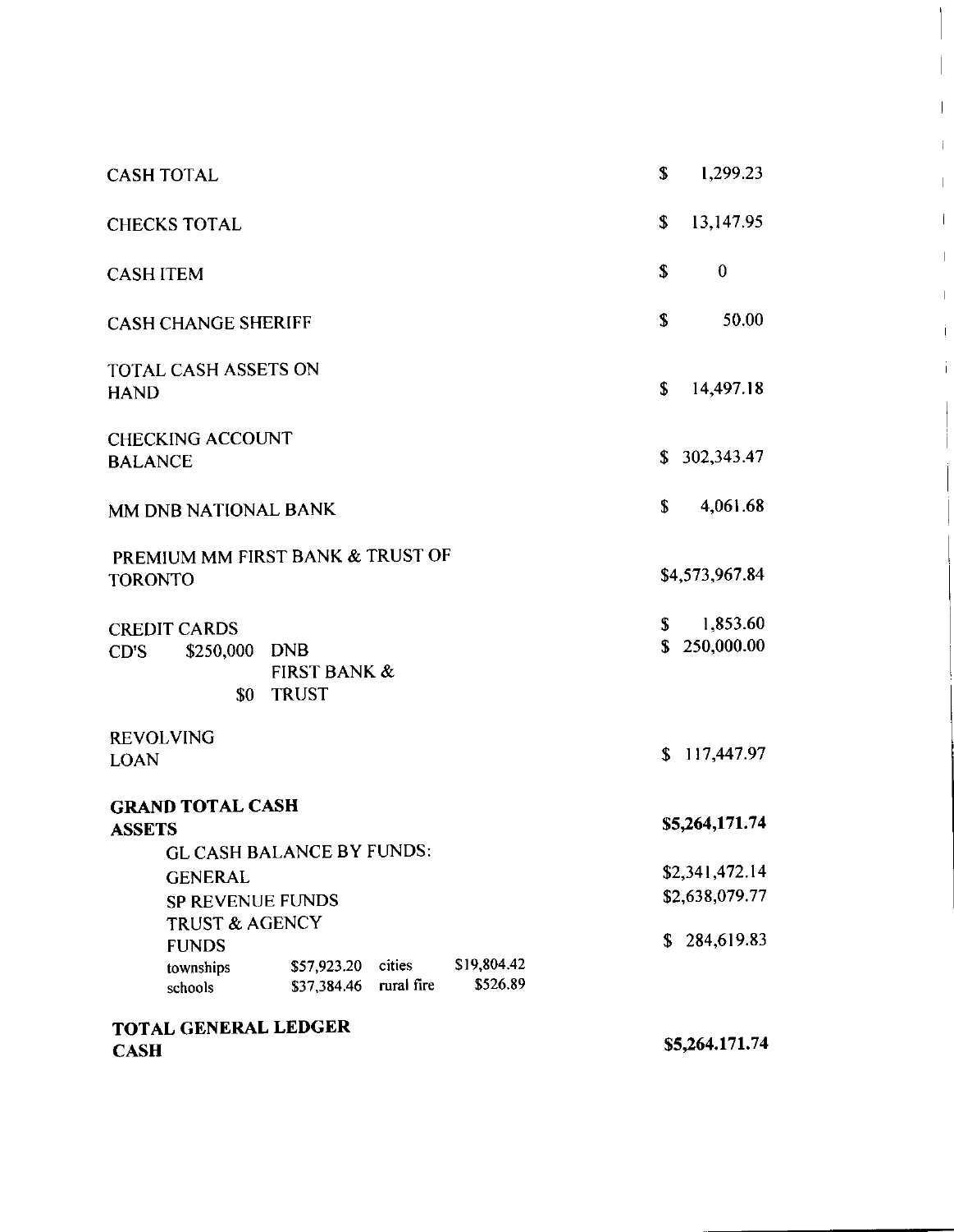| | |
|---|---|
| CASH TOTAL | $ 1,299.23 |
| CHECKS TOTAL | $ 13,147.95 |
| CASH ITEM | $ 0 |
| CASH CHANGE SHERIFF | $ 50.00 |
| TOTAL CASH ASSETS ON HAND | $ 14,497.18 |
| CHECKING ACCOUNT BALANCE | $ 302,343.47 |
| MM DNB NATIONAL BANK | $ 4,061.68 |
| PREMIUM MM FIRST BANK & TRUST OF TORONTO | $4,573,967.84 |
| CREDIT CARDS | $ 1,853.60 |
| CD'S $250,000 DNB | $ 250,000.00 |
| $0 FIRST BANK & TRUST | |
| REVOLVING LOAN | $ 117,447.97 |
| **GRAND TOTAL CASH ASSETS** | **$5,264,171.74** |
| GL CASH BALANCE BY FUNDS: | |
| GENERAL | $2,341,472.14 |
| SP REVENUE FUNDS | $2,638,079.77 |
| TRUST & AGENCY FUNDS | $ 284,619.83 |
| townships $57,923.20 cities $19,804.42 | |
| schools $37,384.46 rural fire $526.89 | |
| **TOTAL GENERAL LEDGER CASH** | **$5,264,171.74** |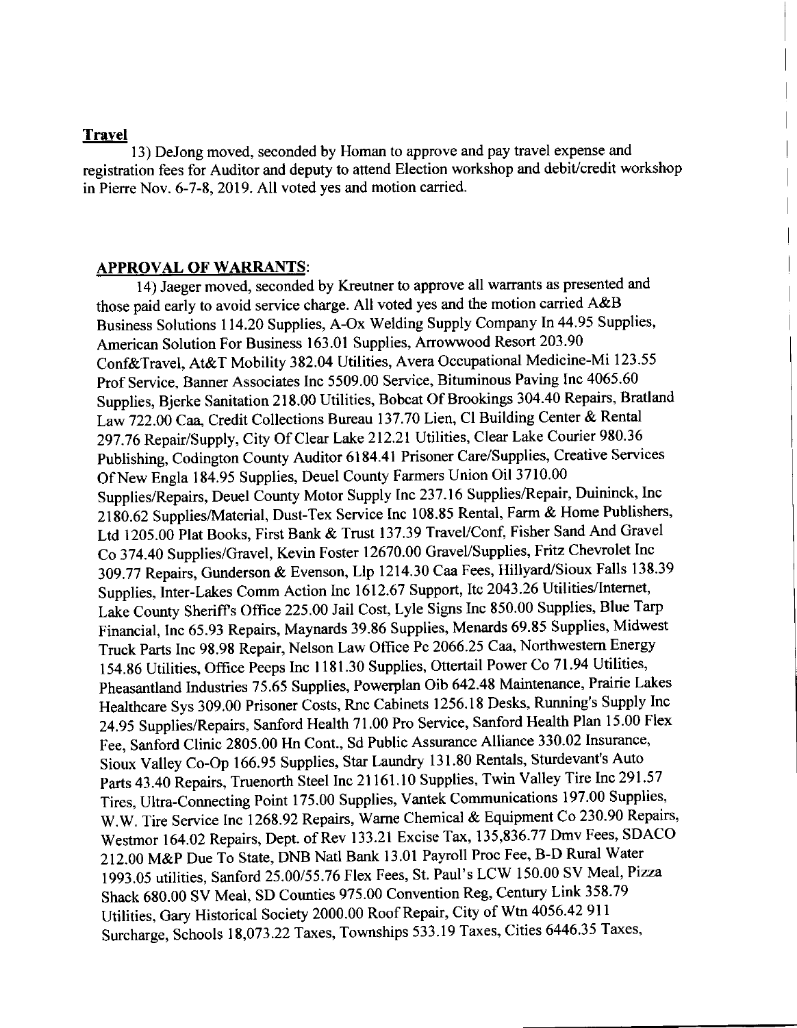**Travel**

13) DeJong moved, seconded by Homan to approve and pay travel expense and registration fees for Auditor and deputy to attend Election workshop and debit/credit workshop in Pierre Nov. 6-7-8, 2019. All voted yes and motion carried.

**APPROVAL OF WARRANTS**:

14) Jaeger moved, seconded by Kreutner to approve all warrants as presented and those paid early to avoid service charge. All voted yes and the motion carried A&B Business Solutions 114.20 Supplies, A-Ox Welding Supply Company In 44.95 Supplies, American Solution For Business 163.01 Supplies, Arrowwood Resort 203.90 Conf&Travel, At&T Mobility 382.04 Utilities, Avera Occupational Medicine-Mi 123.55 Prof Service, Banner Associates Inc 5509.00 Service, Bituminous Paving Inc 4065.60 Supplies, Bjerke Sanitation 218.00 Utilities, Bobcat Of Brookings 304.40 Repairs, Bratland Law 722.00 Caa, Credit Collections Bureau 137.70 Lien, Cl Building Center & Rental 297.76 Repair/Supply, City Of Clear Lake 212.21 Utilities, Clear Lake Courier 980.36 Publishing, Codington County Auditor 6184.41 Prisoner Care/Supplies, Creative Services Of New Engla 184.95 Supplies, Deuel County Farmers Union Oil 3710.00 Supplies/Repairs, Deuel County Motor Supply Inc 237.16 Supplies/Repair, Duininck, Inc 2180.62 Supplies/Material, Dust-Tex Service Inc 108.85 Rental, Farm & Home Publishers, Ltd 1205.00 Plat Books, First Bank & Trust 137.39 Travel/Conf, Fisher Sand And Gravel Co 374.40 Supplies/Gravel, Kevin Foster 12670.00 Gravel/Supplies, Fritz Chevrolet Inc 309.77 Repairs, Gunderson & Evenson, Llp 1214.30 Caa Fees, Hillyard/Sioux Falls 138.39 Supplies, Inter-Lakes Comm Action Inc 1612.67 Support, Itc 2043.26 Utilities/Internet, Lake County Sheriff's Office 225.00 Jail Cost, Lyle Signs Inc 850.00 Supplies, Blue Tarp Financial, Inc 65.93 Repairs, Maynards 39.86 Supplies, Menards 69.85 Supplies, Midwest Truck Parts Inc 98.98 Repair, Nelson Law Office Pc 2066.25 Caa, Northwestern Energy 154.86 Utilities, Office Peeps Inc 1181.30 Supplies, Ottertail Power Co 71.94 Utilities, Pheasantland Industries 75.65 Supplies, Powerplan Oib 642.48 Maintenance, Prairie Lakes Healthcare Sys 309.00 Prisoner Costs, Rnc Cabinets 1256.18 Desks, Running's Supply Inc 24.95 Supplies/Repairs, Sanford Health 71.00 Pro Service, Sanford Health Plan 15.00 Flex Fee, Sanford Clinic 2805.00 Hn Cont., Sd Public Assurance Alliance 330.02 Insurance, Sioux Valley Co-Op 166.95 Supplies, Star Laundry 131.80 Rentals, Sturdevant's Auto Parts 43.40 Repairs, Truenorth Steel Inc 21161.10 Supplies, Twin Valley Tire Inc 291.57 Tires, Ultra-Connecting Point 175.00 Supplies, Vantek Communications 197.00 Supplies, W.W. Tire Service Inc 1268.92 Repairs, Warne Chemical & Equipment Co 230.90 Repairs, Westmor 164.02 Repairs, Dept. of Rev 133.21 Excise Tax, 135,836.77 Dmv Fees, SDACO 212.00 M&P Due To State, DNB Natl Bank 13.01 Payroll Proc Fee, B-D Rural Water 1993.05 utilities, Sanford 25.00/55.76 Flex Fees, St. Paul's LCW 150.00 SV Meal, Pizza Shack 680.00 SV Meal, SD Counties 975.00 Convention Reg, Century Link 358.79 Utilities, Gary Historical Society 2000.00 Roof Repair, City of Wtn 4056.42 911 Surcharge, Schools 18,073.22 Taxes, Townships 533.19 Taxes, Cities 6446.35 Taxes,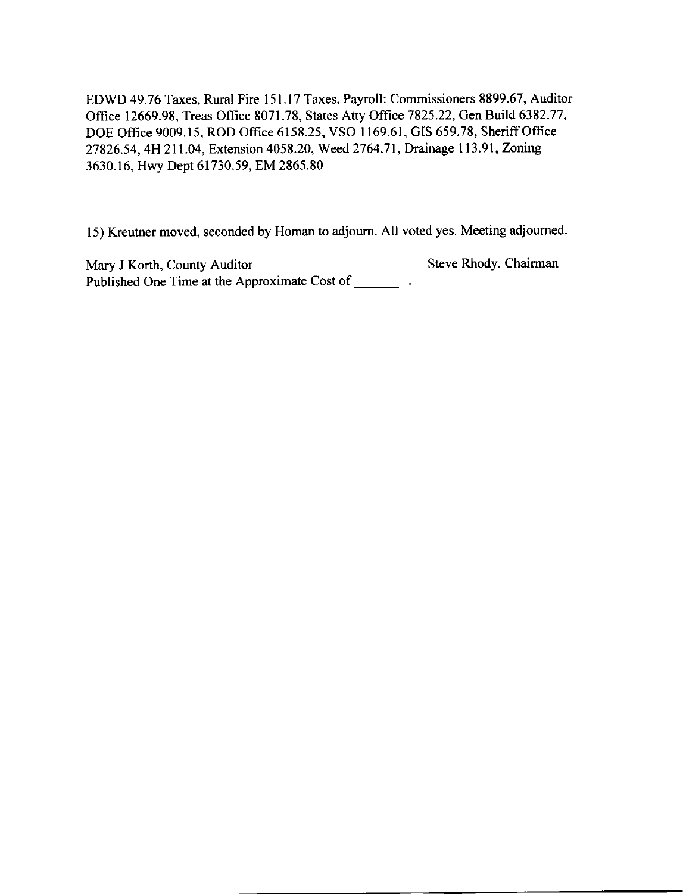EDWD 49.76 Taxes, Rural Fire 151.17 Taxes. Payroll: Commissioners 8899.67, Auditor Office 12669.98, Treas Office 8071.78, States Atty Office 7825.22, Gen Build 6382.77, DOE Office 9009.15, ROD Office 6158.25, VSO 1169.61, GIS 659.78, Sheriff Office 27826.54, 4H 211.04, Extension 4058.20, Weed 2764.71, Drainage 113.91, Zoning 3630.16, Hwy Dept 61730.59, EM 2865.80

15) Kreutner moved, seconded by Homan to adjourn. All voted yes. Meeting adjourned.

Mary J Korth, County Auditor　　　　　　　　　　Steve Rhody, Chairman

Published One Time at the Approximate Cost of ________.